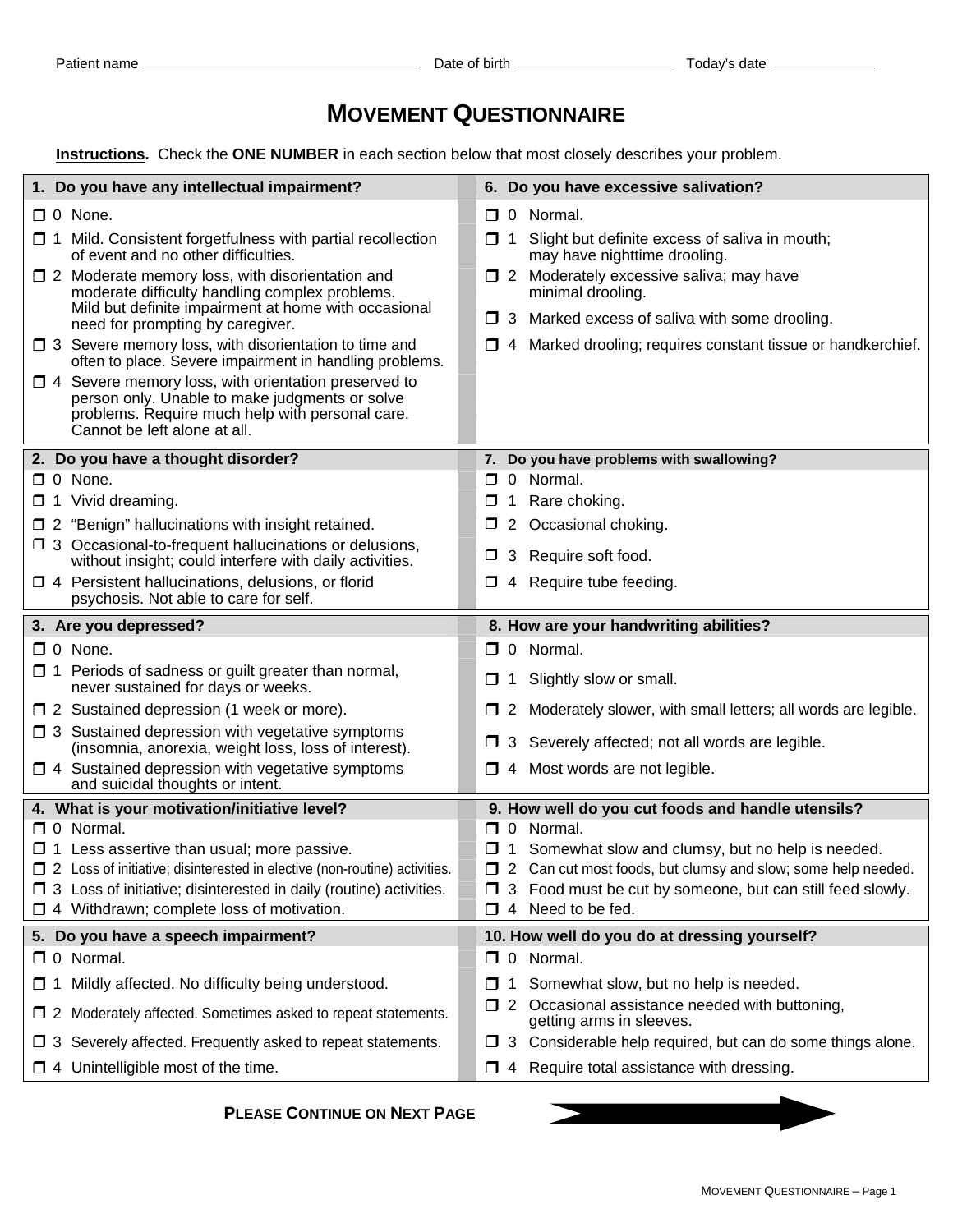Patient name ______________________ Date of birth ______________ Today's date __________

# MOVEMENT QUESTIONNAIRE

**Instructions.** Check the **ONE NUMBER** in each section below that most closely describes your problem.

### 1. Do you have any intellectual impairment?

- ❒ 0 None.
- ❒ 1 Mild. Consistent forgetfulness with partial recollection of event and no other difficulties.
- ❒ 2 Moderate memory loss, with disorientation and moderate difficulty handling complex problems. Mild but definite impairment at home with occasional need for prompting by caregiver.
- ❒ 3 Severe memory loss, with disorientation to time and often to place. Severe impairment in handling problems.
- ❒ 4 Severe memory loss, with orientation preserved to person only. Unable to make judgments or solve problems. Require much help with personal care. Cannot be left alone at all.

### 2. Do you have a thought disorder?

- ❒ 0 None.
- ❒ 1 Vivid dreaming.
- ❒ 2 "Benign" hallucinations with insight retained.
- ❒ 3 Occasional-to-frequent hallucinations or delusions, without insight; could interfere with daily activities.
- ❒ 4 Persistent hallucinations, delusions, or florid psychosis. Not able to care for self.

### 3. Are you depressed?

- ❒ 0 None.
- ❒ 1 Periods of sadness or guilt greater than normal, never sustained for days or weeks.
- ❒ 2 Sustained depression (1 week or more).
- ❒ 3 Sustained depression with vegetative symptoms (insomnia, anorexia, weight loss, loss of interest).
- ❒ 4 Sustained depression with vegetative symptoms and suicidal thoughts or intent.

### 4. What is your motivation/initiative level?

- ❒ 0 Normal.
- ❒ 1 Less assertive than usual; more passive.
- ❒ 2 Loss of initiative; disinterested in elective (non-routine) activities.
- ❒ 3 Loss of initiative; disinterested in daily (routine) activities.
- ❒ 4 Withdrawn; complete loss of motivation.

### 5. Do you have a speech impairment?

- ❒ 0 Normal.
- ❒ 1 Mildly affected. No difficulty being understood.
- ❒ 2 Moderately affected. Sometimes asked to repeat statements.
- ❒ 3 Severely affected. Frequently asked to repeat statements.
- ❒ 4 Unintelligible most of the time.

### 6. Do you have excessive salivation?

- ❒ 0 Normal.
- ❒ 1 Slight but definite excess of saliva in mouth; may have nighttime drooling.
- ❒ 2 Moderately excessive saliva; may have minimal drooling.
- ❒ 3 Marked excess of saliva with some drooling.
- ❒ 4 Marked drooling; requires constant tissue or handkerchief.

### 7. Do you have problems with swallowing?

- ❒ 0 Normal.
- ❒ 1 Rare choking.
- ❒ 2 Occasional choking.
- ❒ 3 Require soft food.
- ❒ 4 Require tube feeding.

### 8. How are your handwriting abilities?

- ❒ 0 Normal.
- ❒ 1 Slightly slow or small.
- ❒ 2 Moderately slower, with small letters; all words are legible.
- ❒ 3 Severely affected; not all words are legible.
- ❒ 4 Most words are not legible.

### 9. How well do you cut foods and handle utensils?

- ❒ 0 Normal.
- ❒ 1 Somewhat slow and clumsy, but no help is needed.
- ❒ 2 Can cut most foods, but clumsy and slow; some help needed.
- ❒ 3 Food must be cut by someone, but can still feed slowly.
- ❒ 4 Need to be fed.

### 10. How well do you do at dressing yourself?

- ❒ 0 Normal.
- ❒ 1 Somewhat slow, but no help is needed.
- ❒ 2 Occasional assistance needed with buttoning, getting arms in sleeves.
- ❒ 3 Considerable help required, but can do some things alone.
- ❒ 4 Require total assistance with dressing.

**PLEASE CONTINUE ON NEXT PAGE**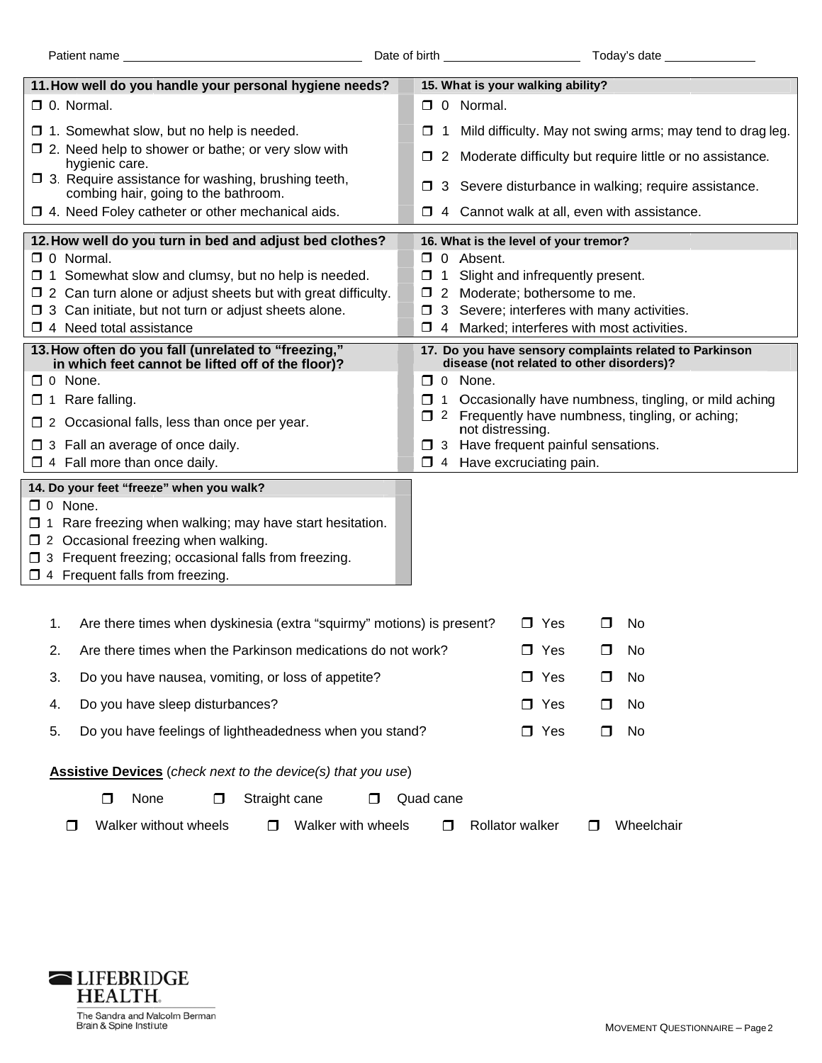Patient name ____________________ Date of birth ____________ Today's date ________

**11. How well do you handle your personal hygiene needs?**

- ❒ 0. Normal.
- ❒ 1. Somewhat slow, but no help is needed.
- ❒ 2. Need help to shower or bathe; or very slow with hygienic care.
- ❒ 3. Require assistance for washing, brushing teeth, combing hair, going to the bathroom.
- ❒ 4. Need Foley catheter or other mechanical aids.

**12. How well do you turn in bed and adjust bed clothes?**

- ❒ 0 Normal.
- ❒ 1 Somewhat slow and clumsy, but no help is needed.
- ❒ 2 Can turn alone or adjust sheets but with great difficulty.
- ❒ 3 Can initiate, but not turn or adjust sheets alone.
- ❒ 4 Need total assistance

**13. How often do you fall (unrelated to "freezing," in which feet cannot be lifted off of the floor)?**

- ❒ 0 None.
- ❒ 1 Rare falling.
- ❒ 2 Occasional falls, less than once per year.
- ❒ 3 Fall an average of once daily.
- ❒ 4 Fall more than once daily.

**14. Do your feet "freeze" when you walk?**

- ❒ 0 None.
- ❒ 1 Rare freezing when walking; may have start hesitation.
- ❒ 2 Occasional freezing when walking.
- ❒ 3 Frequent freezing; occasional falls from freezing.
- ❒ 4 Frequent falls from freezing.

**15. What is your walking ability?**

- ❒ 0 Normal.
- ❒ 1 Mild difficulty. May not swing arms; may tend to drag leg.
- ❒ 2 Moderate difficulty but require little or no assistance.
- ❒ 3 Severe disturbance in walking; require assistance.
- ❒ 4 Cannot walk at all, even with assistance.

**16. What is the level of your tremor?**

- ❒ 0 Absent.
- ❒ 1 Slight and infrequently present.
- ❒ 2 Moderate; bothersome to me.
- ❒ 3 Severe; interferes with many activities.
- ❒ 4 Marked; interferes with most activities.

**17. Do you have sensory complaints related to Parkinson disease (not related to other disorders)?**

- ❒ 0 None.
- ❒ 1 Occasionally have numbness, tingling, or mild aching
- ❒ 2 Frequently have numbness, tingling, or aching; not distressing.
- ❒ 3 Have frequent painful sensations.
- ❒ 4 Have excruciating pain.

| | | | |
|---|---|---|---|
| 1. | Are there times when dyskinesia (extra "squirmy" motions) is present? | ❒ Yes | ❒ No |
| 2. | Are there times when the Parkinson medications do not work? | ❒ Yes | ❒ No |
| 3. | Do you have nausea, vomiting, or loss of appetite? | ❒ Yes | ❒ No |
| 4. | Do you have sleep disturbances? | ❒ Yes | ❒ No |
| 5. | Do you have feelings of lightheadedness when you stand? | ❒ Yes | ❒ No |

**Assistive Devices** (*check next to the device(s) that you use*)

❒ None ❒ Straight cane ❒ Quad cane

❒ Walker without wheels ❒ Walker with wheels ❒ Rollator walker ❒ Wheelchair

LIFEBRIDGE HEALTH.
The Sandra and Malcolm Berman Brain & Spine Instiute

MOVEMENT QUESTIONNAIRE – Page 2